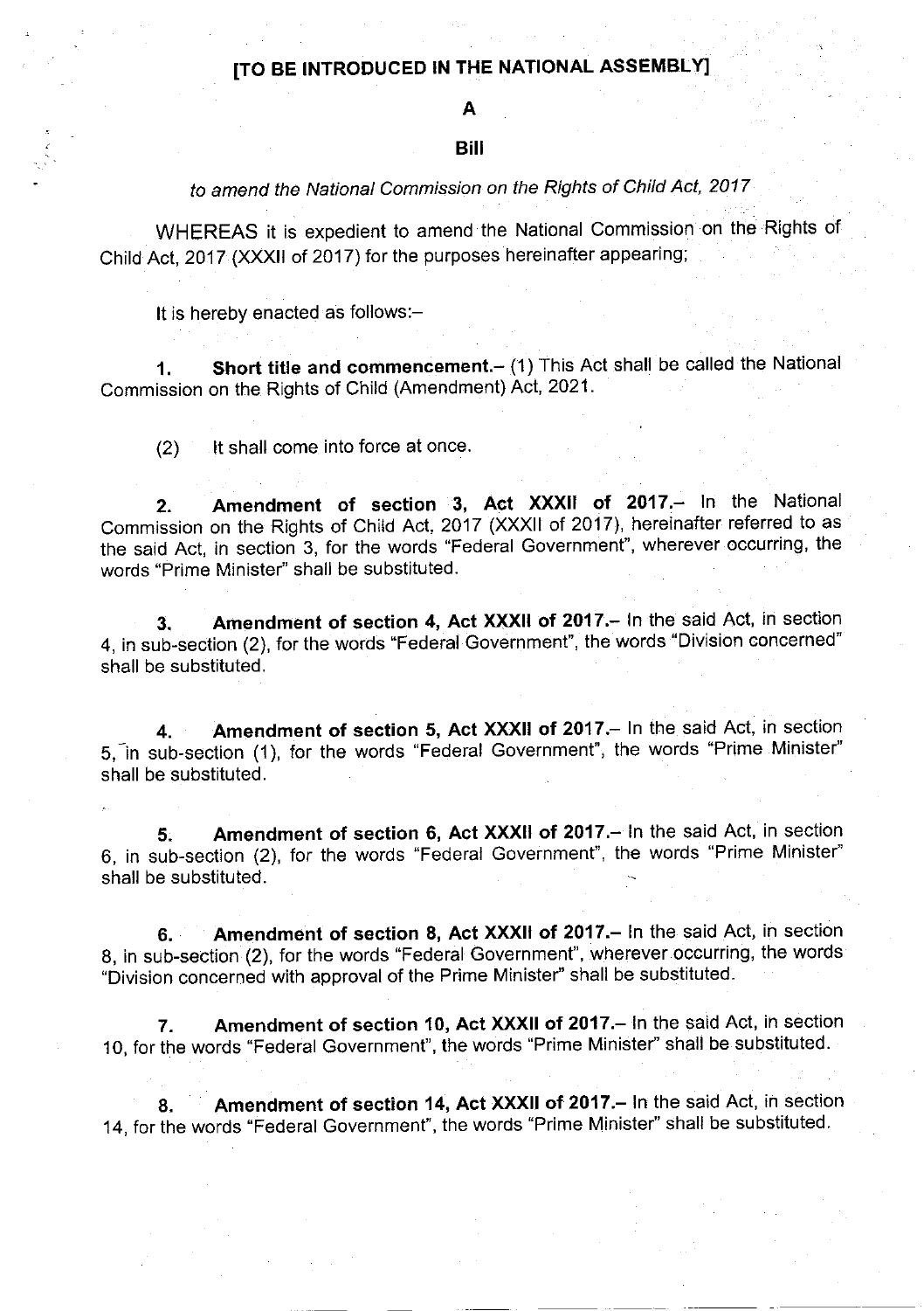**[TO BE INTRODUCED IN THE NATIONAL ASSEMBLY]**

**A**

**Bill**

*to amend the National Commission on the Rights of Child Act, 2017*

WHEREAS it is expedient to amend the National Commission on the Rights of Child Act, 2017 (XXXII of 2017) for the purposes hereinafter appearing;

It is hereby enacted as follows:–

**1. Short title and commencement.**– (1) This Act shall be called the National Commission on the Rights of Child (Amendment) Act, 2021.

(2) It shall come into force at once.

**2. Amendment of section 3, Act XXXII of 2017.**– In the National Commission on the Rights of Child Act, 2017 (XXXII of 2017), hereinafter referred to as the said Act, in section 3, for the words "Federal Government", wherever occurring, the words "Prime Minister" shall be substituted.

**3. Amendment of section 4, Act XXXII of 2017.**– In the said Act, in section 4, in sub-section (2), for the words "Federal Government", the words "Division concerned" shall be substituted.

**4. Amendment of section 5, Act XXXII of 2017.**– In the said Act, in section 5, in sub-section (1), for the words "Federal Government", the words "Prime Minister" shall be substituted.

**5. Amendment of section 6, Act XXXII of 2017.**– In the said Act, in section 6, in sub-section (2), for the words "Federal Government", the words "Prime Minister" shall be substituted.

**6. Amendment of section 8, Act XXXII of 2017.**– In the said Act, in section 8, in sub-section (2), for the words "Federal Government", wherever occurring, the words "Division concerned with approval of the Prime Minister" shall be substituted.

**7. Amendment of section 10, Act XXXII of 2017.**– In the said Act, in section 10, for the words "Federal Government", the words "Prime Minister" shall be substituted.

**8. Amendment of section 14, Act XXXII of 2017.**– In the said Act, in section 14, for the words "Federal Government", the words "Prime Minister" shall be substituted.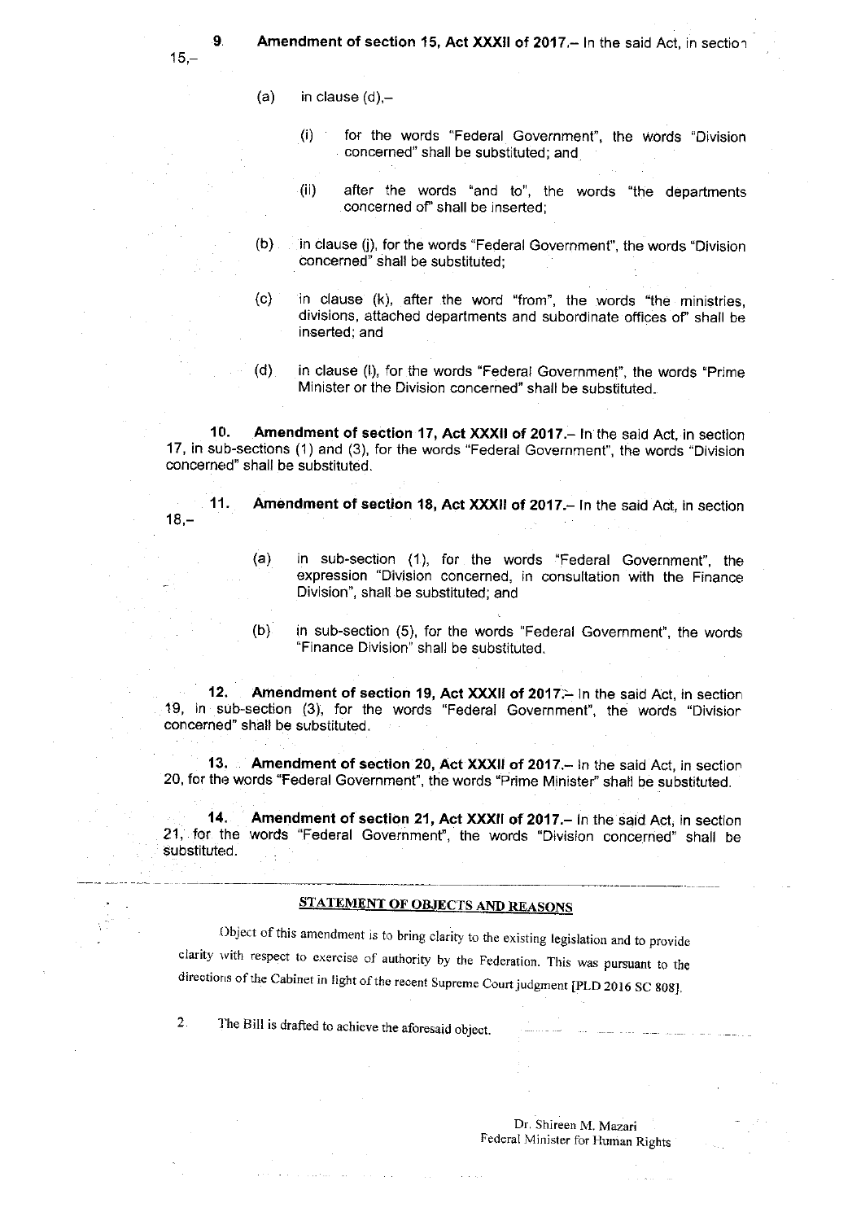**9. Amendment of section 15, Act XXXII of 2017.**– In the said Act, in section 15,–

(a) in clause (d),–

(i) for the words "Federal Government", the words "Division concerned" shall be substituted; and

(ii) after the words "and to", the words "the departments concerned of" shall be inserted;

(b) in clause (j), for the words "Federal Government", the words "Division concerned" shall be substituted;

(c) in clause (k), after the word "from", the words "the ministries, divisions, attached departments and subordinate offices of" shall be inserted; and

(d) in clause (l), for the words "Federal Government", the words "Prime Minister or the Division concerned" shall be substituted.

**10. Amendment of section 17, Act XXXII of 2017.**– In the said Act, in section 17, in sub-sections (1) and (3), for the words "Federal Government", the words "Division concerned" shall be substituted.

**11. Amendment of section 18, Act XXXII of 2017.**– In the said Act, in section 18,–

(a) in sub-section (1), for the words "Federal Government", the expression "Division concerned, in consultation with the Finance Division", shall be substituted; and

(b) in sub-section (5), for the words "Federal Government", the words "Finance Division" shall be substituted.

**12. Amendment of section 19, Act XXXII of 2017.**– In the said Act, in section 19, in sub-section (3), for the words "Federal Government", the words "Division concerned" shall be substituted.

**13. Amendment of section 20, Act XXXII of 2017.**– In the said Act, in section 20, for the words "Federal Government", the words "Prime Minister" shall be substituted.

**14. Amendment of section 21, Act XXXII of 2017.**– In the said Act, in section 21, for the words "Federal Government", the words "Division concerned" shall be substituted.

---

## STATEMENT OF OBJECTS AND REASONS

Object of this amendment is to bring clarity to the existing legislation and to provide clarity with respect to exercise of authority by the Federation. This was pursuant to the directions of the Cabinet in light of the recent Supreme Court judgment [PLD 2016 SC 808].

2. The Bill is drafted to achieve the aforesaid object.

Dr. Shireen M. Mazari
Federal Minister for Human Rights